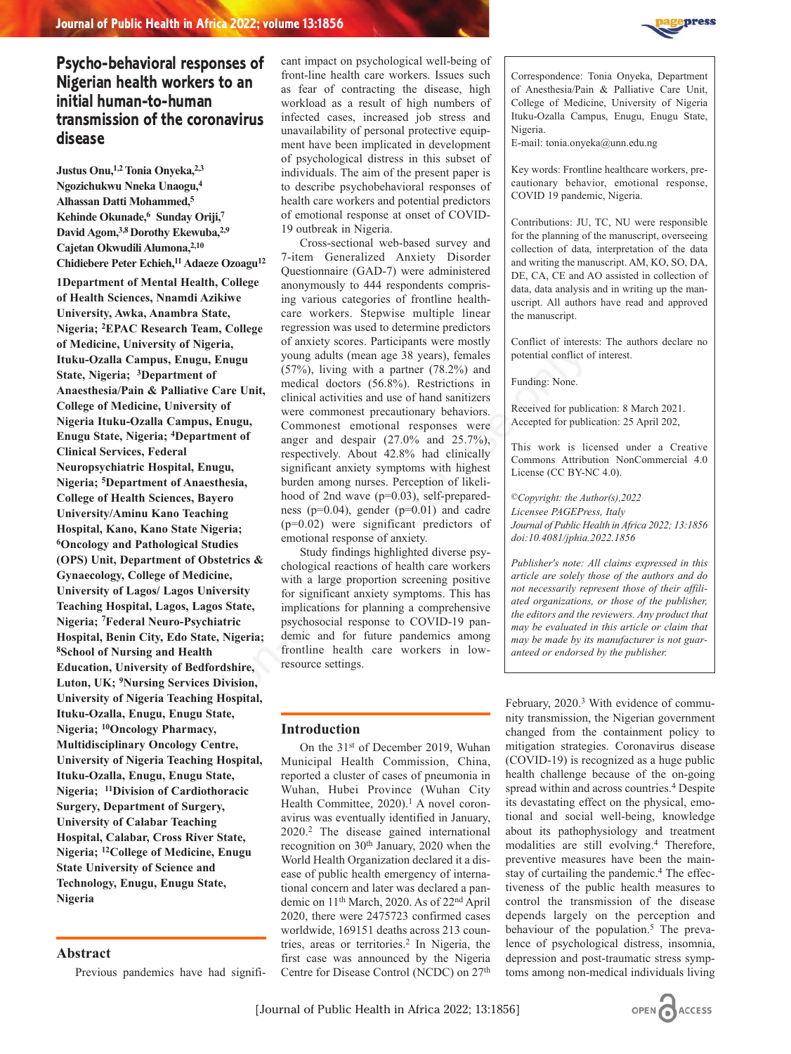# Psycho-behavioral responses of Nigerian health workers to an initial human-to-human transmission of the coronavirus disease

**Justus Onu,[1,2] Tonia Onyeka,[2,3] Ngozichukwu Nneka Unaogu,[4] Alhassan Datti Mohammed,[5] Kehinde Okunade,[6] Sunday Oriji,[7] David Agom,[3,8] Dorothy Ekewuba,[2,9] Cajetan Okwudili Alumona,[2,10] Chidiebere Peter Echieh,[11] Adaeze Ozoagu[12]**

[1]Department of Mental Health, College of Health Sciences, Nnamdi Azikiwe University, Awka, Anambra State, Nigeria; [2]EPAC Research Team, College of Medicine, University of Nigeria, Ituku-Ozalla Campus, Enugu, Enugu State, Nigeria; [3]Department of Anaesthesia/Pain & Palliative Care Unit, College of Medicine, University of Nigeria Ituku-Ozalla Campus, Enugu, Enugu State, Nigeria; [4]Department of Clinical Services, Federal Neuropsychiatric Hospital, Enugu, Nigeria; [5]Department of Anaesthesia, College of Health Sciences, Bayero University/Aminu Kano Teaching Hospital, Kano, Kano State Nigeria; [6]Oncology and Pathological Studies (OPS) Unit, Department of Obstetrics & Gynaecology, College of Medicine, University of Lagos/ Lagos University Teaching Hospital, Lagos, Lagos State, Nigeria; [7]Federal Neuro-Psychiatric Hospital, Benin City, Edo State, Nigeria; [8]School of Nursing and Health Education, University of Bedfordshire, Luton, UK; [9]Nursing Services Division, University of Nigeria Teaching Hospital, Ituku-Ozalla, Enugu, Enugu State, Nigeria; [10]Oncology Pharmacy, Multidisciplinary Oncology Centre, University of Nigeria Teaching Hospital, Ituku-Ozalla, Enugu, Enugu State, Nigeria; [11]Division of Cardiothoracic Surgery, Department of Surgery, University of Calabar Teaching Hospital, Calabar, Cross River State, Nigeria; [12]College of Medicine, Enugu State University of Science and Technology, Enugu, Enugu State, Nigeria

## Abstract

Previous pandemics have had significant impact on psychological well-being of front-line health care workers. Issues such as fear of contracting the disease, high workload as a result of high numbers of infected cases, increased job stress and unavailability of personal protective equipment have been implicated in development of psychological distress in this subset of individuals. The aim of the present paper is to describe psychobehavioral responses of health care workers and potential predictors of emotional response at onset of COVID-19 outbreak in Nigeria.

Cross-sectional web-based survey and 7-item Generalized Anxiety Disorder Questionnaire (GAD-7) were administered anonymously to 444 respondents comprising various categories of frontline healthcare workers. Stepwise multiple linear regression was used to determine predictors of anxiety scores. Participants were mostly young adults (mean age 38 years), females (57%), living with a partner (78.2%) and medical doctors (56.8%). Restrictions in clinical activities and use of hand sanitizers were commonest precautionary behaviors. Commonest emotional responses were anger and despair (27.0% and 25.7%), respectively. About 42.8% had clinically significant anxiety symptoms with highest burden among nurses. Perception of likelihood of 2nd wave (p=0.03), self-preparedness (p=0.04), gender (p=0.01) and cadre (p=0.02) were significant predictors of emotional response of anxiety.

Study findings highlighted diverse psychological reactions of health care workers with a large proportion screening positive for significant anxiety symptoms. This has implications for planning a comprehensive psychosocial response to COVID-19 pandemic and for future pandemics among frontline health care workers in low-resource settings.

Correspondence: Tonia Onyeka, Department of Anesthesia/Pain & Palliative Care Unit, College of Medicine, University of Nigeria Ituku-Ozalla Campus, Enugu, Enugu State, Nigeria.
E-mail: tonia.onyeka@unn.edu.ng

Key words: Frontline healthcare workers, precautionary behavior, emotional response, COVID 19 pandemic, Nigeria.

Contributions: JU, TC, NU were responsible for the planning of the manuscript, overseeing collection of data, interpretation of the data and writing the manuscript. AM, KO, SO, DA, DE, CA, CE and AO assisted in collection of data, data analysis and in writing up the manuscript. All authors have read and approved the manuscript.

Conflict of interests: The authors declare no potential conflict of interest.

Funding: None.

Received for publication: 8 March 2021.
Accepted for publication: 25 April 202,

This work is licensed under a Creative Commons Attribution NonCommercial 4.0 License (CC BY-NC 4.0).

*©Copyright: the Author(s),2022*
*Licensee PAGEPress, Italy*
*Journal of Public Health in Africa 2022; 13:1856*
*doi:10.4081/jphia.2022.1856*

*Publisher's note: All claims expressed in this article are solely those of the authors and do not necessarily represent those of their affiliated organizations, or those of the publisher, the editors and the reviewers. Any product that may be evaluated in this article or claim that may be made by its manufacturer is not guaranteed or endorsed by the publisher.*

## Introduction

On the 31st of December 2019, Wuhan Municipal Health Commission, China, reported a cluster of cases of pneumonia in Wuhan, Hubei Province (Wuhan City Health Committee, 2020).[1] A novel coronavirus was eventually identified in January, 2020.[2] The disease gained international recognition on 30th January, 2020 when the World Health Organization declared it a disease of public health emergency of international concern and later was declared a pandemic on 11th March, 2020. As of 22nd April 2020, there were 2475723 confirmed cases worldwide, 169151 deaths across 213 countries, areas or territories.[2] In Nigeria, the first case was announced by the Nigeria Centre for Disease Control (NCDC) on 27th February, 2020.[3] With evidence of community transmission, the Nigerian government changed from the containment policy to mitigation strategies. Coronavirus disease (COVID-19) is recognized as a huge public health challenge because of the on-going spread within and across countries.[4] Despite its devastating effect on the physical, emotional and social well-being, knowledge about its pathophysiology and treatment modalities are still evolving.[4] Therefore, preventive measures have been the mainstay of curtailing the pandemic.[4] The effectiveness of the public health measures to control the transmission of the disease depends largely on the perception and behaviour of the population.[5] The prevalence of psychological distress, insomnia, depression and post-traumatic stress symptoms among non-medical individuals living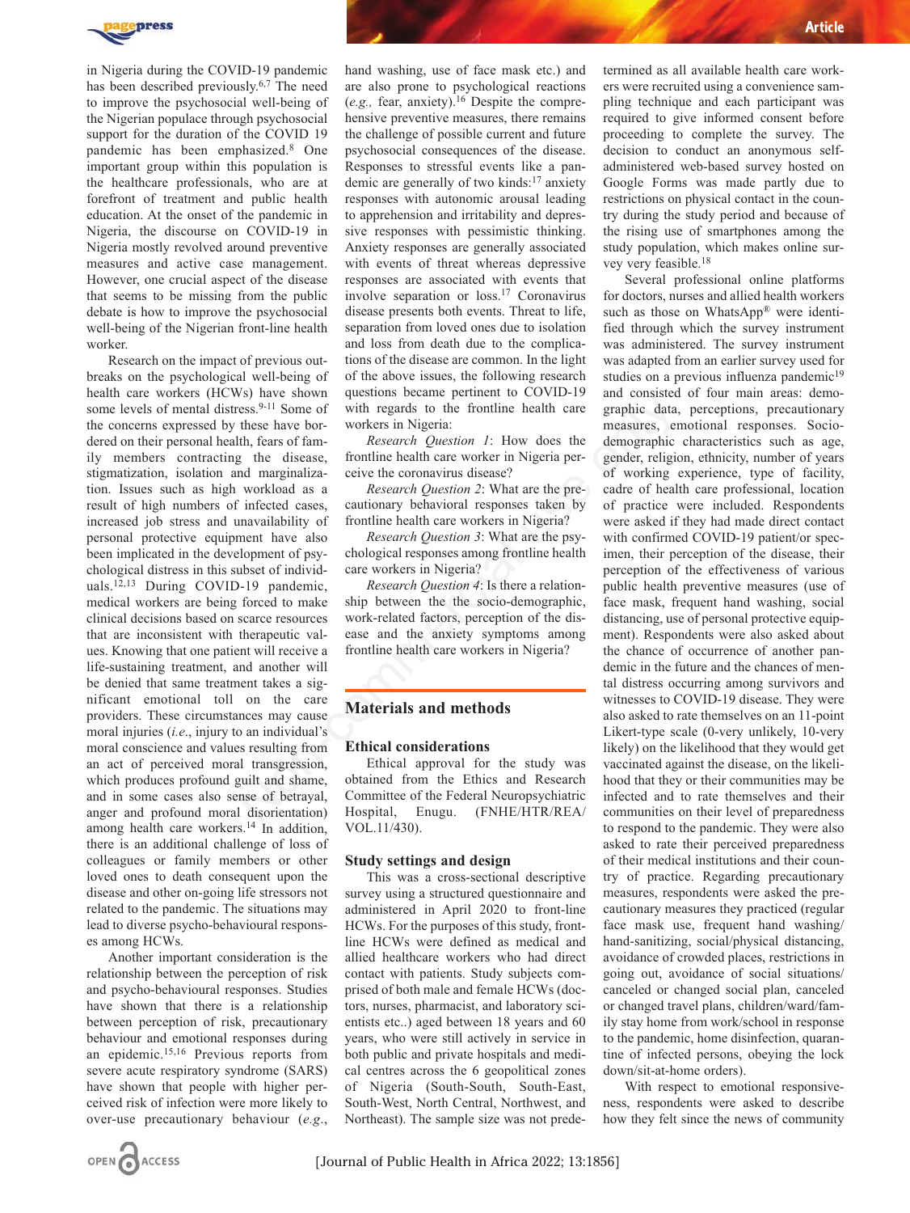in Nigeria during the COVID-19 pandemic has been described previously.[6,7] The need to improve the psychosocial well-being of the Nigerian populace through psychosocial support for the duration of the COVID 19 pandemic has been emphasized.[8] One important group within this population is the healthcare professionals, who are at forefront of treatment and public health education. At the onset of the pandemic in Nigeria, the discourse on COVID-19 in Nigeria mostly revolved around preventive measures and active case management. However, one crucial aspect of the disease that seems to be missing from the public debate is how to improve the psychosocial well-being of the Nigerian front-line health worker.

Research on the impact of previous outbreaks on the psychological well-being of health care workers (HCWs) have shown some levels of mental distress.[9-11] Some of the concerns expressed by these have bordered on their personal health, fears of family members contracting the disease, stigmatization, isolation and marginalization. Issues such as high workload as a result of high numbers of infected cases, increased job stress and unavailability of personal protective equipment have also been implicated in the development of psychological distress in this subset of individuals.[12,13] During COVID-19 pandemic, medical workers are being forced to make clinical decisions based on scarce resources that are inconsistent with therapeutic values. Knowing that one patient will receive a life-sustaining treatment, and another will be denied that same treatment takes a significant emotional toll on the care providers. These circumstances may cause moral injuries (*i.e*., injury to an individual's moral conscience and values resulting from an act of perceived moral transgression, which produces profound guilt and shame, and in some cases also sense of betrayal, anger and profound moral disorientation) among health care workers.[14] In addition, there is an additional challenge of loss of colleagues or family members or other loved ones to death consequent upon the disease and other on-going life stressors not related to the pandemic. The situations may lead to diverse psycho-behavioural responses among HCWs.

Another important consideration is the relationship between the perception of risk and psycho-behavioural responses. Studies have shown that there is a relationship between perception of risk, precautionary behaviour and emotional responses during an epidemic.[15,16] Previous reports from severe acute respiratory syndrome (SARS) have shown that people with higher perceived risk of infection were more likely to over-use precautionary behaviour (*e.g.*, hand washing, use of face mask etc.) and are also prone to psychological reactions (*e.g.,* fear, anxiety).[16] Despite the comprehensive preventive measures, there remains the challenge of possible current and future psychosocial consequences of the disease. Responses to stressful events like a pandemic are generally of two kinds:[17] anxiety responses with autonomic arousal leading to apprehension and irritability and depressive responses with pessimistic thinking. Anxiety responses are generally associated with events of threat whereas depressive responses are associated with events that involve separation or loss.[17] Coronavirus disease presents both events. Threat to life, separation from loved ones due to isolation and loss from death due to the complications of the disease are common. In the light of the above issues, the following research questions became pertinent to COVID-19 with regards to the frontline health care workers in Nigeria:

*Research Question 1*: How does the frontline health care worker in Nigeria perceive the coronavirus disease?

*Research Question 2*: What are the precautionary behavioral responses taken by frontline health care workers in Nigeria?

*Research Question 3*: What are the psychological responses among frontline health care workers in Nigeria?

*Research Question 4*: Is there a relationship between the the socio-demographic, work-related factors, perception of the disease and the anxiety symptoms among frontline health care workers in Nigeria?

## Materials and methods

### Ethical considerations

Ethical approval for the study was obtained from the Ethics and Research Committee of the Federal Neuropsychiatric Hospital, Enugu. (FNHE/HTR/REA/VOL.11/430).

### Study settings and design

This was a cross-sectional descriptive survey using a structured questionnaire and administered in April 2020 to front-line HCWs. For the purposes of this study, front-line HCWs were defined as medical and allied healthcare workers who had direct contact with patients. Study subjects comprised of both male and female HCWs (doctors, nurses, pharmacist, and laboratory scientists etc..) aged between 18 years and 60 years, who were still actively in service in both public and private hospitals and medical centres across the 6 geopolitical zones of Nigeria (South-South, South-East, South-West, North Central, Northwest, and Northeast). The sample size was not predetermined as all available health care workers were recruited using a convenience sampling technique and each participant was required to give informed consent before proceeding to complete the survey. The decision to conduct an anonymous self-administered web-based survey hosted on Google Forms was made partly due to restrictions on physical contact in the country during the study period and because of the rising use of smartphones among the study population, which makes online survey very feasible.[18]

Several professional online platforms for doctors, nurses and allied health workers such as those on WhatsApp® were identified through which the survey instrument was administered. The survey instrument was adapted from an earlier survey used for studies on a previous influenza pandemic[19] and consisted of four main areas: demographic data, perceptions, precautionary measures, emotional responses. Socio-demographic characteristics such as age, gender, religion, ethnicity, number of years of working experience, type of facility, cadre of health care professional, location of practice were included. Respondents were asked if they had made direct contact with confirmed COVID-19 patient/or specimen, their perception of the disease, their perception of the effectiveness of various public health preventive measures (use of face mask, frequent hand washing, social distancing, use of personal protective equipment). Respondents were also asked about the chance of occurrence of another pandemic in the future and the chances of mental distress occurring among survivors and witnesses to COVID-19 disease. They were also asked to rate themselves on an 11-point Likert-type scale (0-very unlikely, 10-very likely) on the likelihood that they would get vaccinated against the disease, on the likelihood that they or their communities may be infected and to rate themselves and their communities on their level of preparedness to respond to the pandemic. They were also asked to rate their perceived preparedness of their medical institutions and their country of practice. Regarding precautionary measures, respondents were asked the precautionary measures they practiced (regular face mask use, frequent hand washing/hand-sanitizing, social/physical distancing, avoidance of crowded places, restrictions in going out, avoidance of social situations/canceled or changed social plan, canceled or changed travel plans, children/ward/family stay home from work/school in response to the pandemic, home disinfection, quarantine of infected persons, obeying the lock down/sit-at-home orders).

With respect to emotional responsiveness, respondents were asked to describe how they felt since the news of community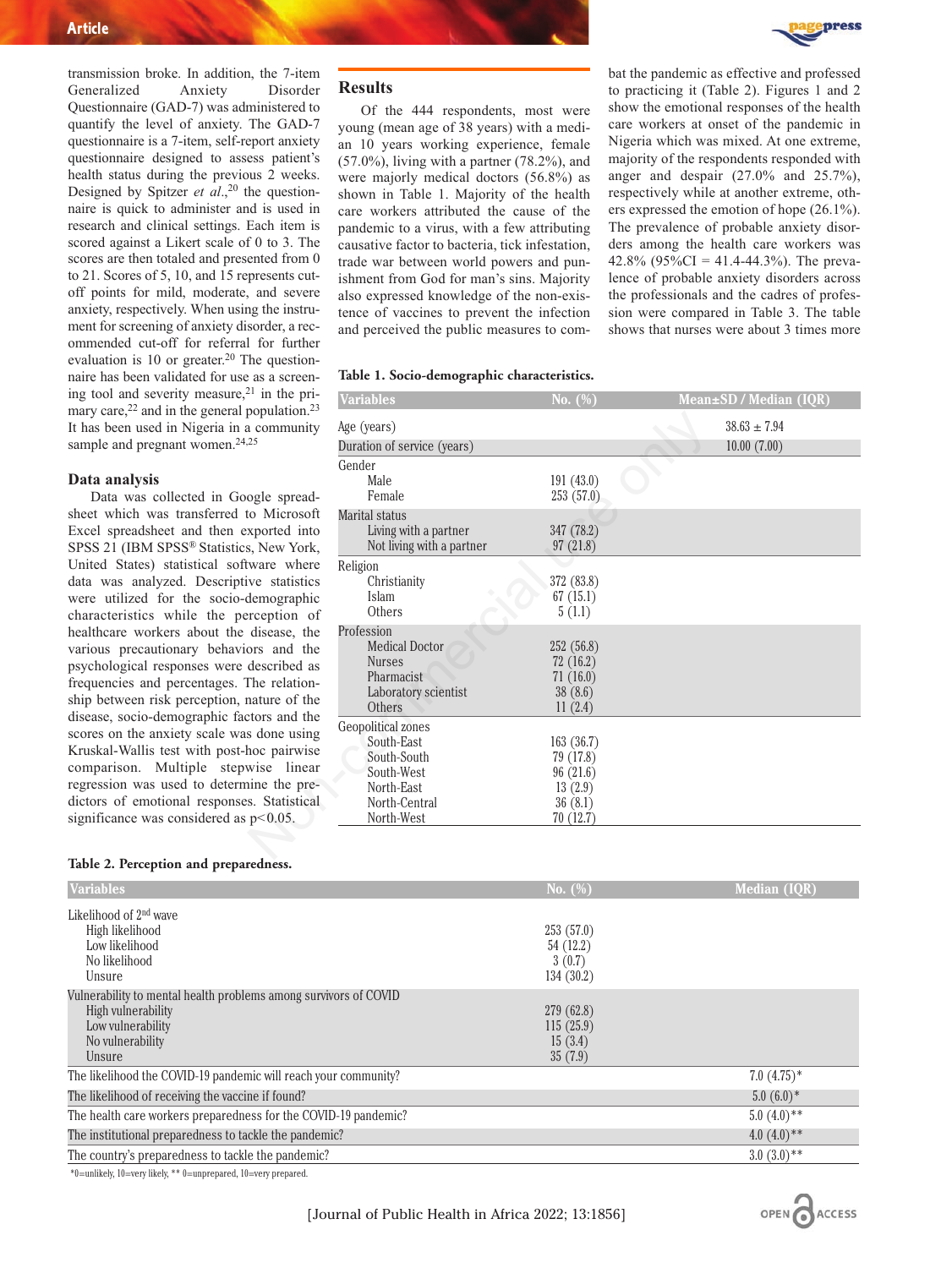transmission broke. In addition, the 7-item Generalized Anxiety Disorder Questionnaire (GAD-7) was administered to quantify the level of anxiety. The GAD-7 questionnaire is a 7-item, self-report anxiety questionnaire designed to assess patient's health status during the previous 2 weeks. Designed by Spitzer *et al*.,[20] the questionnaire is quick to administer and is used in research and clinical settings. Each item is scored against a Likert scale of 0 to 3. The scores are then totaled and presented from 0 to 21. Scores of 5, 10, and 15 represents cut-off points for mild, moderate, and severe anxiety, respectively. When using the instrument for screening of anxiety disorder, a recommended cut-off for referral for further evaluation is 10 or greater.[20] The questionnaire has been validated for use as a screening tool and severity measure,[21] in the primary care,[22] and in the general population.[23] It has been used in Nigeria in a community sample and pregnant women.[24,25]

### Data analysis

Data was collected in Google spreadsheet which was transferred to Microsoft Excel spreadsheet and then exported into SPSS 21 (IBM SPSS® Statistics, New York, United States) statistical software where data was analyzed. Descriptive statistics were utilized for the socio-demographic characteristics while the perception of healthcare workers about the disease, the various precautionary behaviors and the psychological responses were described as frequencies and percentages. The relationship between risk perception, nature of the disease, socio-demographic factors and the scores on the anxiety scale was done using Kruskal-Wallis test with post-hoc pairwise comparison. Multiple stepwise linear regression was used to determine the predictors of emotional responses. Statistical significance was considered as $p<0.05$.

## Results

Of the 444 respondents, most were young (mean age of 38 years) with a median 10 years working experience, female (57.0%), living with a partner (78.2%), and were majorly medical doctors (56.8%) as shown in Table 1. Majority of the health care workers attributed the cause of the pandemic to a virus, with a few attributing causative factor to bacteria, tick infestation, trade war between world powers and punishment from God for man's sins. Majority also expressed knowledge of the non-existence of vaccines to prevent the infection and perceived the public measures to combat the pandemic as effective and professed to practicing it (Table 2). Figures 1 and 2 show the emotional responses of the health care workers at onset of the pandemic in Nigeria which was mixed. At one extreme, majority of the respondents responded with anger and despair (27.0% and 25.7%), respectively while at another extreme, others expressed the emotion of hope (26.1%). The prevalence of probable anxiety disorders among the health care workers was 42.8% (95%CI = 41.4-44.3%). The prevalence of probable anxiety disorders across the professionals and the cadres of profession were compared in Table 3. The table shows that nurses were about 3 times more

**Table 1. Socio-demographic characteristics.**

| Variables | No. (%) | Mean±SD / Median (IQR) |
|---|---|---|
| Age (years) | | 38.63 ± 7.94 |
| Duration of service (years) | | 10.00 (7.00) |
| Gender | | |
| Male | 191 (43.0) | |
| Female | 253 (57.0) | |
| Marital status | | |
| Living with a partner | 347 (78.2) | |
| Not living with a partner | 97 (21.8) | |
| Religion | | |
| Christianity | 372 (83.8) | |
| Islam | 67 (15.1) | |
| Others | 5 (1.1) | |
| Profession | | |
| Medical Doctor | 252 (56.8) | |
| Nurses | 72 (16.2) | |
| Pharmacist | 71 (16.0) | |
| Laboratory scientist | 38 (8.6) | |
| Others | 11 (2.4) | |
| Geopolitical zones | | |
| South-East | 163 (36.7) | |
| South-South | 79 (17.8) | |
| South-West | 96 (21.6) | |
| North-East | 13 (2.9) | |
| North-Central | 36 (8.1) | |
| North-West | 70 (12.7) | |

**Table 2. Perception and preparedness.**

| Variables | No. (%) | Median (IQR) |
|---|---|---|
| Likelihood of 2nd wave | | |
| High likelihood | 253 (57.0) | |
| Low likelihood | 54 (12.2) | |
| No likelihood | 3 (0.7) | |
| Unsure | 134 (30.2) | |
| Vulnerability to mental health problems among survivors of COVID | | |
| High vulnerability | 279 (62.8) | |
| Low vulnerability | 115 (25.9) | |
| No vulnerability | 15 (3.4) | |
| Unsure | 35 (7.9) | |
| The likelihood the COVID-19 pandemic will reach your community? | | 7.0 (4.75)* |
| The likelihood of receiving the vaccine if found? | | 5.0 (6.0)* |
| The health care workers preparedness for the COVID-19 pandemic? | | 5.0 (4.0)** |
| The institutional preparedness to tackle the pandemic? | | 4.0 (4.0)** |
| The country's preparedness to tackle the pandemic? | | 3.0 (3.0)** |

*0=unlikely, 10=very likely, ** 0=unprepared, 10=very prepared.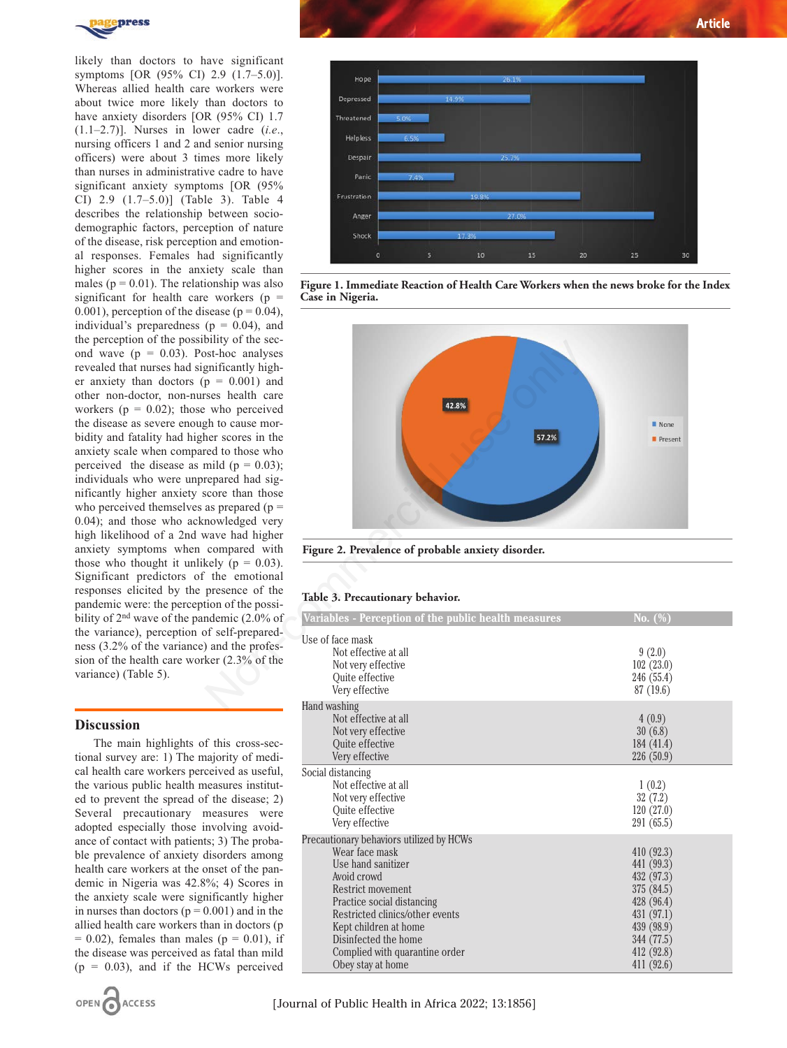likely than doctors to have significant symptoms [OR (95% CI) 2.9 (1.7–5.0)]. Whereas allied health care workers were about twice more likely than doctors to have anxiety disorders [OR (95% CI) 1.7 (1.1–2.7)]. Nurses in lower cadre (*i.e.*, nursing officers 1 and 2 and senior nursing officers) were about 3 times more likely than nurses in administrative cadre to have significant anxiety symptoms [OR (95% CI) 2.9 (1.7–5.0)] (Table 3). Table 4 describes the relationship between socio-demographic factors, perception of nature of the disease, risk perception and emotional responses. Females had significantly higher scores in the anxiety scale than males (p = 0.01). The relationship was also significant for health care workers (p = 0.001), perception of the disease (p = 0.04), individual's preparedness (p = 0.04), and the perception of the possibility of the second wave (p = 0.03). Post-hoc analyses revealed that nurses had significantly higher anxiety than doctors (p = 0.001) and other non-doctor, non-nurses health care workers (p = 0.02); those who perceived the disease as severe enough to cause morbidity and fatality had higher scores in the anxiety scale when compared to those who perceived the disease as mild (p = 0.03); individuals who were unprepared had significantly higher anxiety score than those who perceived themselves as prepared (p = 0.04); and those who acknowledged very high likelihood of a 2nd wave had higher anxiety symptoms when compared with those who thought it unlikely (p = 0.03). Significant predictors of the emotional responses elicited by the presence of the pandemic were: the perception of the possibility of 2nd wave of the pandemic (2.0% of the variance), perception of self-preparedness (3.2% of the variance) and the profession of the health care worker (2.3% of the variance) (Table 5).

## Discussion

The main highlights of this cross-sectional survey are: 1) The majority of medical health care workers perceived as useful, the various public health measures instituted to prevent the spread of the disease; 2) Several precautionary measures were adopted especially those involving avoidance of contact with patients; 3) The probable prevalence of anxiety disorders among health care workers at the onset of the pandemic in Nigeria was 42.8%; 4) Scores in the anxiety scale were significantly higher in nurses than doctors (p = 0.001) and in the allied health care workers than in doctors (p = 0.02), females than males (p = 0.01), if the disease was perceived as fatal than mild (p = 0.03), and if the HCWs perceived

**Figure 1. Immediate Reaction of Health Care Workers when the news broke for the Index Case in Nigeria.**

**Figure 2. Prevalence of probable anxiety disorder.**

**Table 3. Precautionary behavior.**

| Variables - Perception of the public health measures | No. (%) |
|---|---|
| Use of face mask | |
| Not effective at all | 9 (2.0) |
| Not very effective | 102 (23.0) |
| Quite effective | 246 (55.4) |
| Very effective | 87 (19.6) |
| Hand washing | |
| Not effective at all | 4 (0.9) |
| Not very effective | 30 (6.8) |
| Quite effective | 184 (41.4) |
| Very effective | 226 (50.9) |
| Social distancing | |
| Not effective at all | 1 (0.2) |
| Not very effective | 32 (7.2) |
| Quite effective | 120 (27.0) |
| Very effective | 291 (65.5) |
| Precautionary behaviors utilized by HCWs | |
| Wear face mask | 410 (92.3) |
| Use hand sanitizer | 441 (99.3) |
| Avoid crowd | 432 (97.3) |
| Restrict movement | 375 (84.5) |
| Practice social distancing | 428 (96.4) |
| Restricted clinics/other events | 431 (97.1) |
| Kept children at home | 439 (98.9) |
| Disinfected the home | 344 (77.5) |
| Complied with quarantine order | 412 (92.8) |
| Obey stay at home | 411 (92.6) |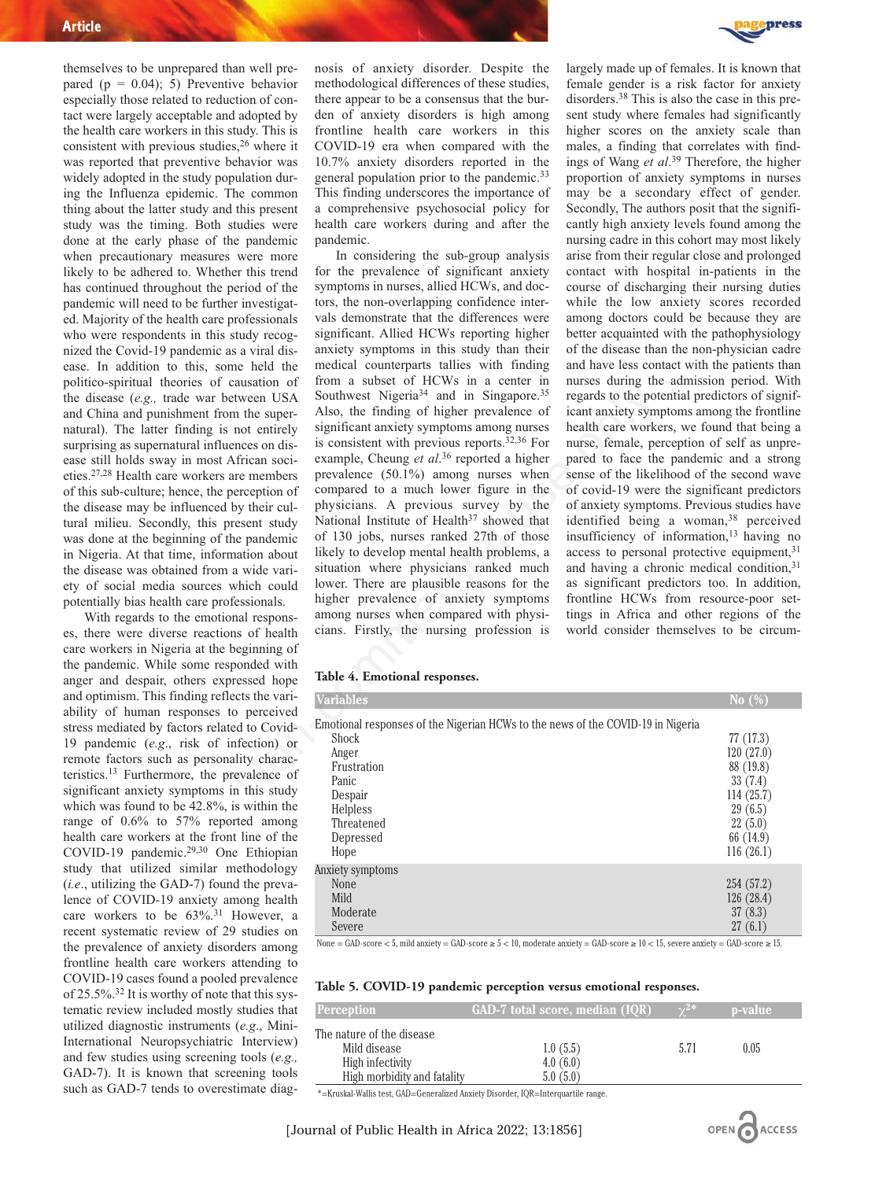themselves to be unprepared than well prepared (p = 0.04); 5) Preventive behavior especially those related to reduction of contact were largely acceptable and adopted by the health care workers in this study. This is consistent with previous studies,[26] where it was reported that preventive behavior was widely adopted in the study population during the Influenza epidemic. The common thing about the latter study and this present study was the timing. Both studies were done at the early phase of the pandemic when precautionary measures were more likely to be adhered to. Whether this trend has continued throughout the period of the pandemic will need to be further investigated. Majority of the health care professionals who were respondents in this study recognized the Covid-19 pandemic as a viral disease. In addition to this, some held the politico-spiritual theories of causation of the disease (*e.g.,* trade war between USA and China and punishment from the supernatural). The latter finding is not entirely surprising as supernatural influences on disease still holds sway in most African societies.[27,28] Health care workers are members of this sub-culture; hence, the perception of the disease may be influenced by their cultural milieu. Secondly, this present study was done at the beginning of the pandemic in Nigeria. At that time, information about the disease was obtained from a wide variety of social media sources which could potentially bias health care professionals.

With regards to the emotional responses, there were diverse reactions of health care workers in Nigeria at the beginning of the pandemic. While some responded with anger and despair, others expressed hope and optimism. This finding reflects the variability of human responses to perceived stress mediated by factors related to Covid-19 pandemic (*e.g.*, risk of infection) or remote factors such as personality characteristics.[13] Furthermore, the prevalence of significant anxiety symptoms in this study which was found to be 42.8%, is within the range of 0.6% to 57% reported among health care workers at the front line of the COVID-19 pandemic.[29,30] One Ethiopian study that utilized similar methodology (*i.e.*, utilizing the GAD-7) found the prevalence of COVID-19 anxiety among health care workers to be 63%.[31] However, a recent systematic review of 29 studies on the prevalence of anxiety disorders among frontline health care workers attending to COVID-19 cases found a pooled prevalence of 25.5%.[32] It is worthy of note that this systematic review included mostly studies that utilized diagnostic instruments (*e.g.*, Mini-International Neuropsychiatric Interview) and few studies using screening tools (*e.g.,* GAD-7). It is known that screening tools such as GAD-7 tends to overestimate diagnosis of anxiety disorder. Despite the methodological differences of these studies, there appear to be a consensus that the burden of anxiety disorders is high among frontline health care workers in this COVID-19 era when compared with the 10.7% anxiety disorders reported in the general population prior to the pandemic.[33] This finding underscores the importance of a comprehensive psychosocial policy for health care workers during and after the pandemic.

In considering the sub-group analysis for the prevalence of significant anxiety symptoms in nurses, allied HCWs, and doctors, the non-overlapping confidence intervals demonstrate that the differences were significant. Allied HCWs reporting higher anxiety symptoms in this study than their medical counterparts tallies with finding from a subset of HCWs in a center in Southwest Nigeria[34] and in Singapore.[35] Also, the finding of higher prevalence of significant anxiety symptoms among nurses is consistent with previous reports.[32,36] For example, Cheung *et al.*[36] reported a higher prevalence (50.1%) among nurses when compared to a much lower figure in the physicians. A previous survey by the National Institute of Health[37] showed that of 130 jobs, nurses ranked 27th of those likely to develop mental health problems, a situation where physicians ranked much lower. There are plausible reasons for the higher prevalence of anxiety symptoms among nurses when compared with physicians. Firstly, the nursing profession is largely made up of females. It is known that female gender is a risk factor for anxiety disorders.[38] This is also the case in this present study where females had significantly higher scores on the anxiety scale than males, a finding that correlates with findings of Wang *et al.*[39] Therefore, the higher proportion of anxiety symptoms in nurses may be a secondary effect of gender. Secondly, The authors posit that the significantly high anxiety levels found among the nursing cadre in this cohort may most likely arise from their regular close and prolonged contact with hospital in-patients in the course of discharging their nursing duties while the low anxiety scores recorded among doctors could be because they are better acquainted with the pathophysiology of the disease than the non-physician cadre and have less contact with the patients than nurses during the admission period. With regards to the potential predictors of significant anxiety symptoms among the frontline health care workers, we found that being a nurse, female, perception of self as unprepared to face the pandemic and a strong sense of the likelihood of the second wave of covid-19 were the significant predictors of anxiety symptoms. Previous studies have identified being a woman,[38] perceived insufficiency of information,[13] having no access to personal protective equipment,[31] and having a chronic medical condition,[31] as significant predictors too. In addition, frontline HCWs from resource-poor settings in Africa and other regions of the world consider themselves to be circum-

**Table 4. Emotional responses.**

| Variables | No (%) |
|---|---|
| Emotional responses of the Nigerian HCWs to the news of the COVID-19 in Nigeria | |
| Shock | 77 (17.3) |
| Anger | 120 (27.0) |
| Frustration | 88 (19.8) |
| Panic | 33 (7.4) |
| Despair | 114 (25.7) |
| Helpless | 29 (6.5) |
| Threatened | 22 (5.0) |
| Depressed | 66 (14.9) |
| Hope | 116 (26.1) |
| Anxiety symptoms | |
| None | 254 (57.2) |
| Mild | 126 (28.4) |
| Moderate | 37 (8.3) |
| Severe | 27 (6.1) |

None = GAD-score < 5, mild anxiety = GAD-score ≥ 5 < 10, moderate anxiety = GAD-score ≥ 10 < 15, severe anxiety = GAD-score ≥ 15.

**Table 5. COVID-19 pandemic perception versus emotional responses.**

| Perception | GAD-7 total score, median (IQR) | $\chi^{2*}$ | p-value |
|---|---|---|---|
| The nature of the disease | | | |
| Mild disease | 1.0 (5.5) | 5.71 | 0.05 |
| High infectivity | 4.0 (6.0) | | |
| High morbidity and fatality | 5.0 (5.0) | | |

*=Kruskal-Wallis test, GAD=Generalized Anxiety Disorder, IQR=Interquartile range.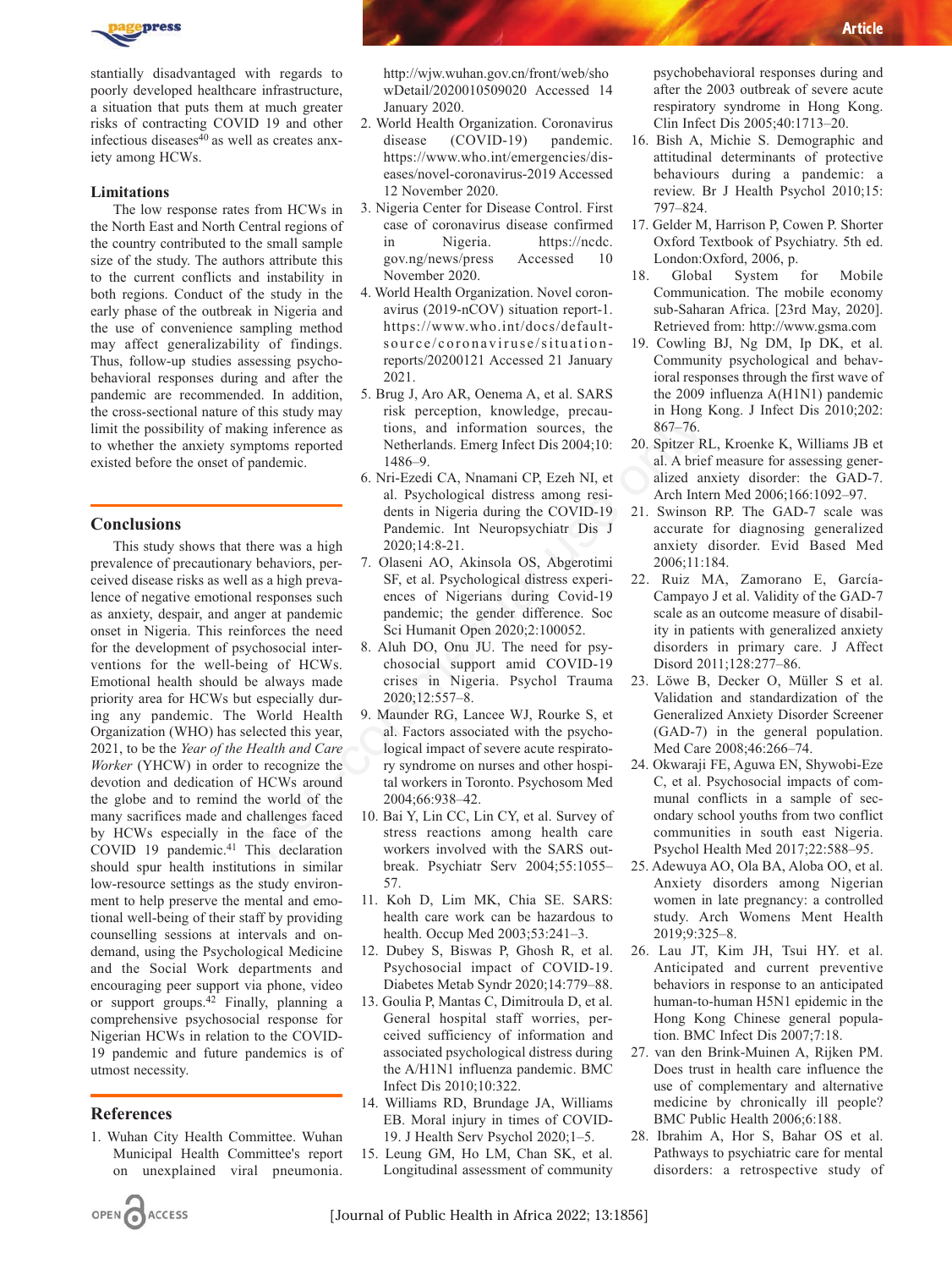stantially disadvantaged with regards to poorly developed healthcare infrastructure, a situation that puts them at much greater risks of contracting COVID 19 and other infectious diseases[40] as well as creates anxiety among HCWs.

### Limitations

The low response rates from HCWs in the North East and North Central regions of the country contributed to the small sample size of the study. The authors attribute this to the current conflicts and instability in both regions. Conduct of the study in the early phase of the outbreak in Nigeria and the use of convenience sampling method may affect generalizability of findings. Thus, follow-up studies assessing psychobehavioral responses during and after the pandemic are recommended. In addition, the cross-sectional nature of this study may limit the possibility of making inference as to whether the anxiety symptoms reported existed before the onset of pandemic.

## Conclusions

This study shows that there was a high prevalence of precautionary behaviors, perceived disease risks as well as a high prevalence of negative emotional responses such as anxiety, despair, and anger at pandemic onset in Nigeria. This reinforces the need for the development of psychosocial interventions for the well-being of HCWs. Emotional health should be always made priority area for HCWs but especially during any pandemic. The World Health Organization (WHO) has selected this year, 2021, to be the *Year of the Health and Care Worker* (YHCW) in order to recognize the devotion and dedication of HCWs around the globe and to remind the world of the many sacrifices made and challenges faced by HCWs especially in the face of the COVID 19 pandemic.[41] This declaration should spur health institutions in similar low-resource settings as the study environment to help preserve the mental and emotional well-being of their staff by providing counselling sessions at intervals and on-demand, using the Psychological Medicine and the Social Work departments and encouraging peer support via phone, video or support groups.[42] Finally, planning a comprehensive psychosocial response for Nigerian HCWs in relation to the COVID-19 pandemic and future pandemics is of utmost necessity.

## References

1. Wuhan City Health Committee. Wuhan Municipal Health Committee's report on unexplained viral pneumonia. http://wjw.wuhan.gov.cn/front/web/showDetail/2020010509020 Accessed 14 January 2020.
2. World Health Organization. Coronavirus disease (COVID-19) pandemic. https://www.who.int/emergencies/diseases/novel-coronavirus-2019 Accessed 12 November 2020.
3. Nigeria Center for Disease Control. First case of coronavirus disease confirmed in Nigeria. https://ncdc.gov.ng/news/press Accessed 10 November 2020.
4. World Health Organization. Novel coronavirus (2019-nCOV) situation report-1. https://www.who.int/docs/default-source/coronaviruse/situation-reports/20200121 Accessed 21 January 2021.
5. Brug J, Aro AR, Oenema A, et al. SARS risk perception, knowledge, precautions, and information sources, the Netherlands. Emerg Infect Dis 2004;10: 1486–9.
6. Nri-Ezedi CA, Nnamani CP, Ezeh NI, et al. Psychological distress among residents in Nigeria during the COVID-19 Pandemic. Int Neuropsychiatr Dis J 2020;14:8-21.
7. Olaseni AO, Akinsola OS, Abgerotimi SF, et al. Psychological distress experiences of Nigerians during Covid-19 pandemic; the gender difference. Soc Sci Humanit Open 2020;2:100052.
8. Aluh DO, Onu JU. The need for psychosocial support amid COVID-19 crises in Nigeria. Psychol Trauma 2020;12:557–8.
9. Maunder RG, Lancee WJ, Rourke S, et al. Factors associated with the psychological impact of severe acute respiratory syndrome on nurses and other hospital workers in Toronto. Psychosom Med 2004;66:938–42.
10. Bai Y, Lin CC, Lin CY, et al. Survey of stress reactions among health care workers involved with the SARS outbreak. Psychiatr Serv 2004;55:1055–57.
11. Koh D, Lim MK, Chia SE. SARS: health care work can be hazardous to health. Occup Med 2003;53:241–3.
12. Dubey S, Biswas P, Ghosh R, et al. Psychosocial impact of COVID-19. Diabetes Metab Syndr 2020;14:779–88.
13. Goulia P, Mantas C, Dimitroula D, et al. General hospital staff worries, perceived sufficiency of information and associated psychological distress during the A/H1N1 influenza pandemic. BMC Infect Dis 2010;10:322.
14. Williams RD, Brundage JA, Williams EB. Moral injury in times of COVID-19. J Health Serv Psychol 2020;1–5.
15. Leung GM, Ho LM, Chan SK, et al. Longitudinal assessment of community psychobehavioral responses during and after the 2003 outbreak of severe acute respiratory syndrome in Hong Kong. Clin Infect Dis 2005;40:1713–20.
16. Bish A, Michie S. Demographic and attitudinal determinants of protective behaviours during a pandemic: a review. Br J Health Psychol 2010;15: 797–824.
17. Gelder M, Harrison P, Cowen P. Shorter Oxford Textbook of Psychiatry. 5th ed. London:Oxford, 2006, p.
18. Global System for Mobile Communication. The mobile economy sub-Saharan Africa. [23rd May, 2020]. Retrieved from: http://www.gsma.com
19. Cowling BJ, Ng DM, Ip DK, et al. Community psychological and behavioral responses through the first wave of the 2009 influenza A(H1N1) pandemic in Hong Kong. J Infect Dis 2010;202: 867–76.
20. Spitzer RL, Kroenke K, Williams JB et al. A brief measure for assessing generalized anxiety disorder: the GAD-7. Arch Intern Med 2006;166:1092–97.
21. Swinson RP. The GAD-7 scale was accurate for diagnosing generalized anxiety disorder. Evid Based Med 2006;11:184.
22. Ruiz MA, Zamorano E, García-Campayo J et al. Validity of the GAD-7 scale as an outcome measure of disability in patients with generalized anxiety disorders in primary care. J Affect Disord 2011;128:277–86.
23. Löwe B, Decker O, Müller S et al. Validation and standardization of the Generalized Anxiety Disorder Screener (GAD-7) in the general population. Med Care 2008;46:266–74.
24. Okwaraji FE, Aguwa EN, Shywobi-Eze C, et al. Psychosocial impacts of communal conflicts in a sample of secondary school youths from two conflict communities in south east Nigeria. Psychol Health Med 2017;22:588–95.
25. Adewuya AO, Ola BA, Aloba OO, et al. Anxiety disorders among Nigerian women in late pregnancy: a controlled study. Arch Womens Ment Health 2019;9:325–8.
26. Lau JT, Kim JH, Tsui HY. et al. Anticipated and current preventive behaviors in response to an anticipated human-to-human H5N1 epidemic in the Hong Kong Chinese general population. BMC Infect Dis 2007;7:18.
27. van den Brink-Muinen A, Rijken PM. Does trust in health care influence the use of complementary and alternative medicine by chronically ill people? BMC Public Health 2006;6:188.
28. Ibrahim A, Hor S, Bahar OS et al. Pathways to psychiatric care for mental disorders: a retrospective study of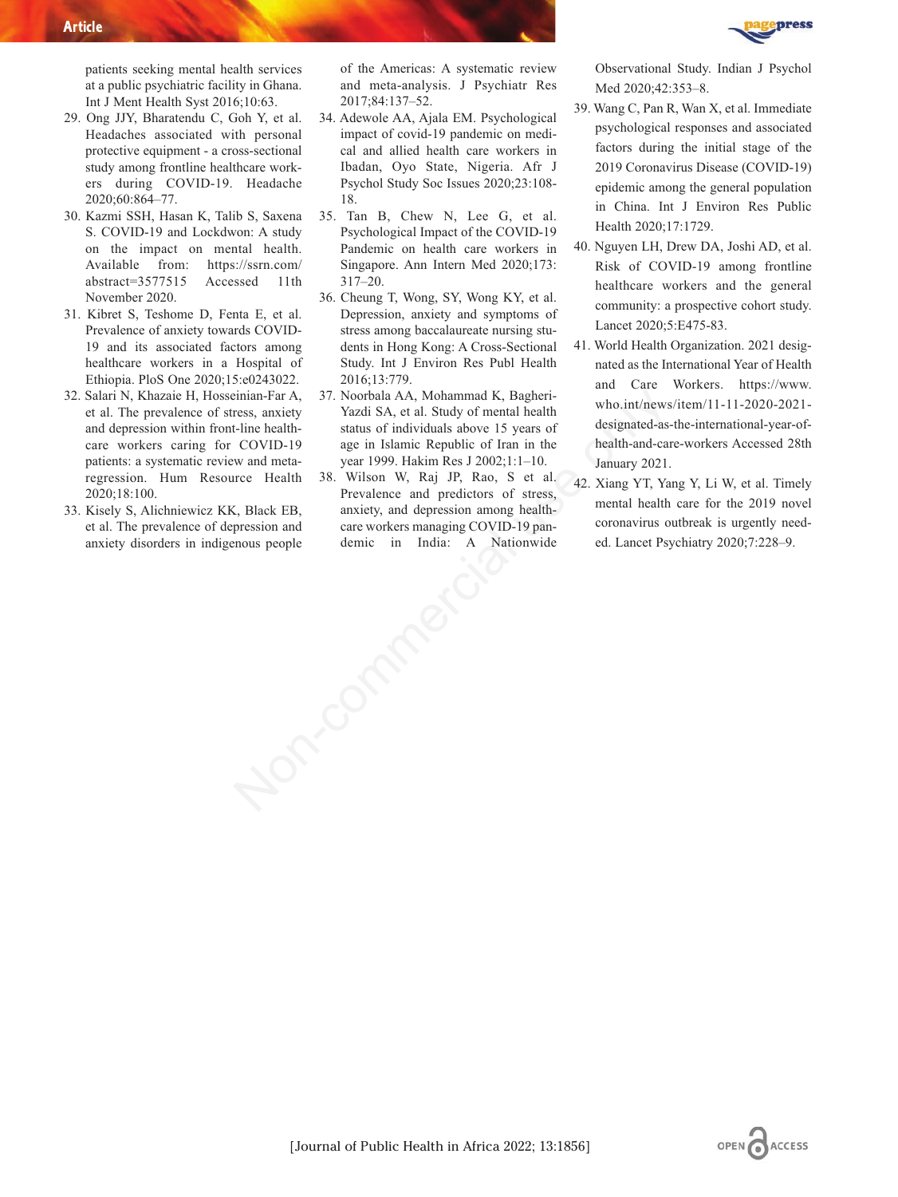patients seeking mental health services at a public psychiatric facility in Ghana. Int J Ment Health Syst 2016;10:63.

29. Ong JJY, Bharatendu C, Goh Y, et al. Headaches associated with personal protective equipment - a cross-sectional study among frontline healthcare workers during COVID-19. Headache 2020;60:864–77.
30. Kazmi SSH, Hasan K, Talib S, Saxena S. COVID-19 and Lockdwon: A study on the impact on mental health. Available from: https://ssrn.com/abstract=3577515 Accessed 11th November 2020.
31. Kibret S, Teshome D, Fenta E, et al. Prevalence of anxiety towards COVID-19 and its associated factors among healthcare workers in a Hospital of Ethiopia. PloS One 2020;15:e0243022.
32. Salari N, Khazaie H, Hosseinian-Far A, et al. The prevalence of stress, anxiety and depression within front-line healthcare workers caring for COVID-19 patients: a systematic review and meta-regression. Hum Resource Health 2020;18:100.
33. Kisely S, Alichniewicz KK, Black EB, et al. The prevalence of depression and anxiety disorders in indigenous people of the Americas: A systematic review and meta-analysis. J Psychiatr Res 2017;84:137–52.
34. Adewole AA, Ajala EM. Psychological impact of covid-19 pandemic on medical and allied health care workers in Ibadan, Oyo State, Nigeria. Afr J Psychol Study Soc Issues 2020;23:108-18.
35. Tan B, Chew N, Lee G, et al. Psychological Impact of the COVID-19 Pandemic on health care workers in Singapore. Ann Intern Med 2020;173: 317–20.
36. Cheung T, Wong, SY, Wong KY, et al. Depression, anxiety and symptoms of stress among baccalaureate nursing students in Hong Kong: A Cross-Sectional Study. Int J Environ Res Publ Health 2016;13:779.
37. Noorbala AA, Mohammad K, Bagheri-Yazdi SA, et al. Study of mental health status of individuals above 15 years of age in Islamic Republic of Iran in the year 1999. Hakim Res J 2002;1:1–10.
38. Wilson W, Raj JP, Rao, S et al. Prevalence and predictors of stress, anxiety, and depression among healthcare workers managing COVID-19 pandemic in India: A Nationwide Observational Study. Indian J Psychol Med 2020;42:353–8.
39. Wang C, Pan R, Wan X, et al. Immediate psychological responses and associated factors during the initial stage of the 2019 Coronavirus Disease (COVID-19) epidemic among the general population in China. Int J Environ Res Public Health 2020;17:1729.
40. Nguyen LH, Drew DA, Joshi AD, et al. Risk of COVID-19 among frontline healthcare workers and the general community: a prospective cohort study. Lancet 2020;5:E475-83.
41. World Health Organization. 2021 designated as the International Year of Health and Care Workers. https://www.who.int/news/item/11-11-2020-2021-designated-as-the-international-year-of-health-and-care-workers Accessed 28th January 2021.
42. Xiang YT, Yang Y, Li W, et al. Timely mental health care for the 2019 novel coronavirus outbreak is urgently needed. Lancet Psychiatry 2020;7:228–9.